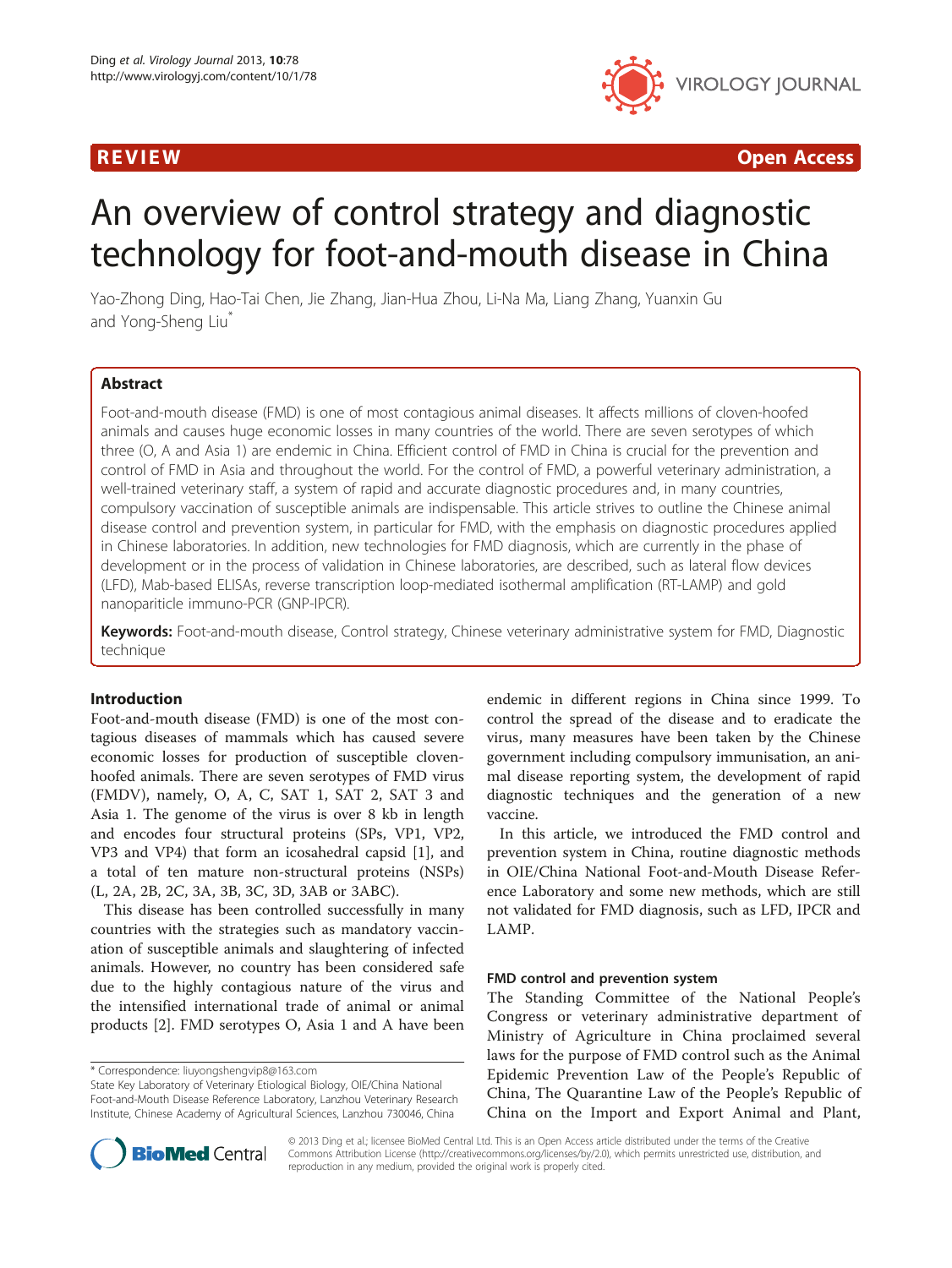REVIEW Open Access

# An overview of control strategy and diagnostic technology for foot-and-mouth disease in China

Yao-Zhong Ding, Hao-Tai Chen, Jie Zhang, Jian-Hua Zhou, Li-Na Ma, Liang Zhang, Yuanxin Gu and Yong-Sheng Liu*

## Abstract

Foot-and-mouth disease (FMD) is one of most contagious animal diseases. It affects millions of cloven-hoofed animals and causes huge economic losses in many countries of the world. There are seven serotypes of which three (O, A and Asia 1) are endemic in China. Efficient control of FMD in China is crucial for the prevention and control of FMD in Asia and throughout the world. For the control of FMD, a powerful veterinary administration, a well-trained veterinary staff, a system of rapid and accurate diagnostic procedures and, in many countries, compulsory vaccination of susceptible animals are indispensable. This article strives to outline the Chinese animal disease control and prevention system, in particular for FMD, with the emphasis on diagnostic procedures applied in Chinese laboratories. In addition, new technologies for FMD diagnosis, which are currently in the phase of development or in the process of validation in Chinese laboratories, are described, such as lateral flow devices (LFD), Mab-based ELISAs, reverse transcription loop-mediated isothermal amplification (RT-LAMP) and gold nanopariticle immuno-PCR (GNP-IPCR).

**Keywords:** Foot-and-mouth disease, Control strategy, Chinese veterinary administrative system for FMD, Diagnostic technique

## Introduction

Foot-and-mouth disease (FMD) is one of the most contagious diseases of mammals which has caused severe economic losses for production of susceptible cloven-hoofed animals. There are seven serotypes of FMD virus (FMDV), namely, O, A, C, SAT 1, SAT 2, SAT 3 and Asia 1. The genome of the virus is over 8 kb in length and encodes four structural proteins (SPs, VP1, VP2, VP3 and VP4) that form an icosahedral capsid [1], and a total of ten mature non-structural proteins (NSPs) (L, 2A, 2B, 2C, 3A, 3B, 3C, 3D, 3AB or 3ABC).

This disease has been controlled successfully in many countries with the strategies such as mandatory vaccination of susceptible animals and slaughtering of infected animals. However, no country has been considered safe due to the highly contagious nature of the virus and the intensified international trade of animal or animal products [2]. FMD serotypes O, Asia 1 and A have been endemic in different regions in China since 1999. To control the spread of the disease and to eradicate the virus, many measures have been taken by the Chinese government including compulsory immunisation, an animal disease reporting system, the development of rapid diagnostic techniques and the generation of a new vaccine.

In this article, we introduced the FMD control and prevention system in China, routine diagnostic methods in OIE/China National Foot-and-Mouth Disease Reference Laboratory and some new methods, which are still not validated for FMD diagnosis, such as LFD, IPCR and LAMP.

### FMD control and prevention system

The Standing Committee of the National People's Congress or veterinary administrative department of Ministry of Agriculture in China proclaimed several laws for the purpose of FMD control such as the Animal Epidemic Prevention Law of the People's Republic of China, The Quarantine Law of the People's Republic of China on the Import and Export Animal and Plant,

\* Correspondence: liuyongshengvip8@163.com
State Key Laboratory of Veterinary Etiological Biology, OIE/China National Foot-and-Mouth Disease Reference Laboratory, Lanzhou Veterinary Research Institute, Chinese Academy of Agricultural Sciences, Lanzhou 730046, China

© 2013 Ding et al.; licensee BioMed Central Ltd. This is an Open Access article distributed under the terms of the Creative Commons Attribution License (http://creativecommons.org/licenses/by/2.0), which permits unrestricted use, distribution, and reproduction in any medium, provided the original work is properly cited.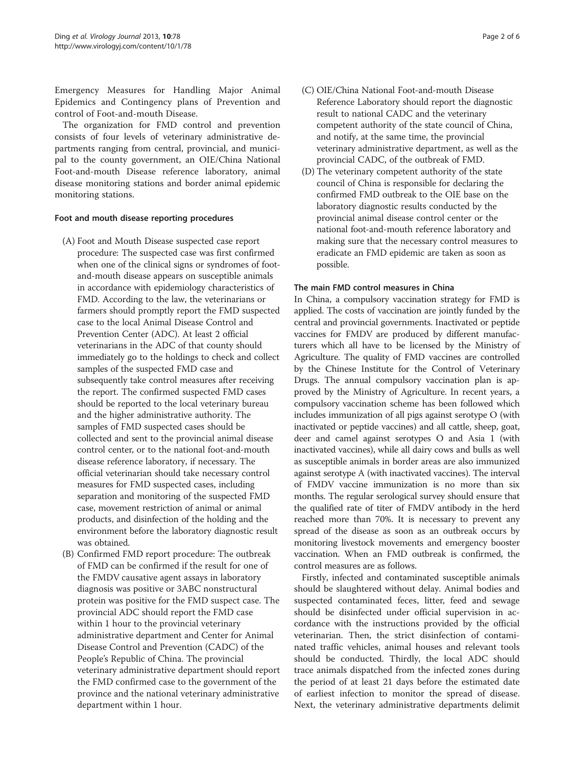Emergency Measures for Handling Major Animal Epidemics and Contingency plans of Prevention and control of Foot-and-mouth Disease.

The organization for FMD control and prevention consists of four levels of veterinary administrative departments ranging from central, provincial, and municipal to the county government, an OIE/China National Foot-and-mouth Disease reference laboratory, animal disease monitoring stations and border animal epidemic monitoring stations.

#### Foot and mouth disease reporting procedures

(A) Foot and Mouth Disease suspected case report procedure: The suspected case was first confirmed when one of the clinical signs or syndromes of foot-and-mouth disease appears on susceptible animals in accordance with epidemiology characteristics of FMD. According to the law, the veterinarians or farmers should promptly report the FMD suspected case to the local Animal Disease Control and Prevention Center (ADC). At least 2 official veterinarians in the ADC of that county should immediately go to the holdings to check and collect samples of the suspected FMD case and subsequently take control measures after receiving the report. The confirmed suspected FMD cases should be reported to the local veterinary bureau and the higher administrative authority. The samples of FMD suspected cases should be collected and sent to the provincial animal disease control center, or to the national foot-and-mouth disease reference laboratory, if necessary. The official veterinarian should take necessary control measures for FMD suspected cases, including separation and monitoring of the suspected FMD case, movement restriction of animal or animal products, and disinfection of the holding and the environment before the laboratory diagnostic result was obtained.

(B) Confirmed FMD report procedure: The outbreak of FMD can be confirmed if the result for one of the FMDV causative agent assays in laboratory diagnosis was positive or 3ABC nonstructural protein was positive for the FMD suspect case. The provincial ADC should report the FMD case within 1 hour to the provincial veterinary administrative department and Center for Animal Disease Control and Prevention (CADC) of the People's Republic of China. The provincial veterinary administrative department should report the FMD confirmed case to the government of the province and the national veterinary administrative department within 1 hour.

(C) OIE/China National Foot-and-mouth Disease Reference Laboratory should report the diagnostic result to national CADC and the veterinary competent authority of the state council of China, and notify, at the same time, the provincial veterinary administrative department, as well as the provincial CADC, of the outbreak of FMD.

(D) The veterinary competent authority of the state council of China is responsible for declaring the confirmed FMD outbreak to the OIE base on the laboratory diagnostic results conducted by the provincial animal disease control center or the national foot-and-mouth reference laboratory and making sure that the necessary control measures to eradicate an FMD epidemic are taken as soon as possible.

#### The main FMD control measures in China

In China, a compulsory vaccination strategy for FMD is applied. The costs of vaccination are jointly funded by the central and provincial governments. Inactivated or peptide vaccines for FMDV are produced by different manufacturers which all have to be licensed by the Ministry of Agriculture. The quality of FMD vaccines are controlled by the Chinese Institute for the Control of Veterinary Drugs. The annual compulsory vaccination plan is approved by the Ministry of Agriculture. In recent years, a compulsory vaccination scheme has been followed which includes immunization of all pigs against serotype O (with inactivated or peptide vaccines) and all cattle, sheep, goat, deer and camel against serotypes O and Asia 1 (with inactivated vaccines), while all dairy cows and bulls as well as susceptible animals in border areas are also immunized against serotype A (with inactivated vaccines). The interval of FMDV vaccine immunization is no more than six months. The regular serological survey should ensure that the qualified rate of titer of FMDV antibody in the herd reached more than 70%. It is necessary to prevent any spread of the disease as soon as an outbreak occurs by monitoring livestock movements and emergency booster vaccination. When an FMD outbreak is confirmed, the control measures are as follows.

Firstly, infected and contaminated susceptible animals should be slaughtered without delay. Animal bodies and suspected contaminated feces, litter, feed and sewage should be disinfected under official supervision in accordance with the instructions provided by the official veterinarian. Then, the strict disinfection of contaminated traffic vehicles, animal houses and relevant tools should be conducted. Thirdly, the local ADC should trace animals dispatched from the infected zones during the period of at least 21 days before the estimated date of earliest infection to monitor the spread of disease. Next, the veterinary administrative departments delimit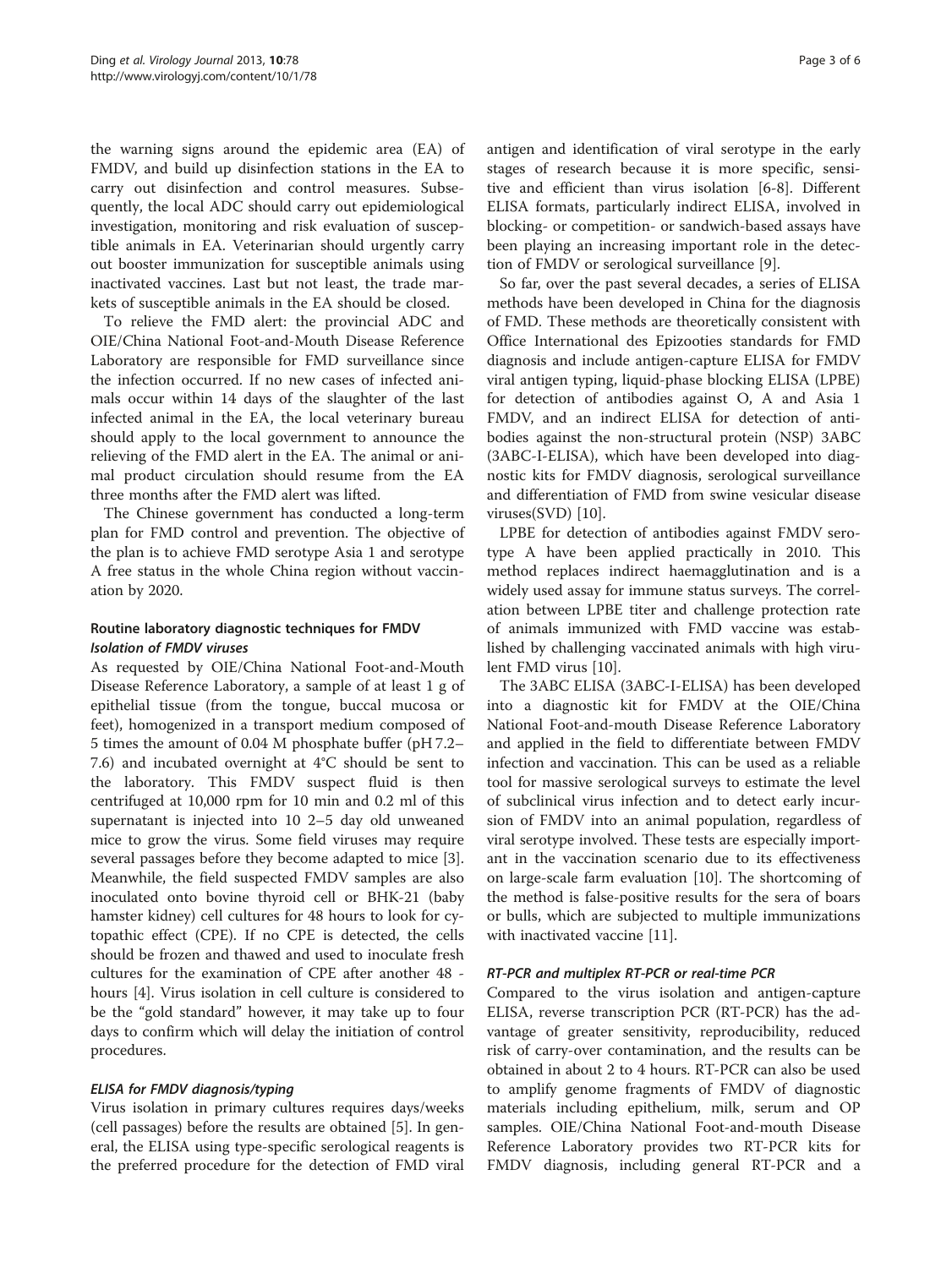the warning signs around the epidemic area (EA) of FMDV, and build up disinfection stations in the EA to carry out disinfection and control measures. Subsequently, the local ADC should carry out epidemiological investigation, monitoring and risk evaluation of susceptible animals in EA. Veterinarian should urgently carry out booster immunization for susceptible animals using inactivated vaccines. Last but not least, the trade markets of susceptible animals in the EA should be closed.

To relieve the FMD alert: the provincial ADC and OIE/China National Foot-and-Mouth Disease Reference Laboratory are responsible for FMD surveillance since the infection occurred. If no new cases of infected animals occur within 14 days of the slaughter of the last infected animal in the EA, the local veterinary bureau should apply to the local government to announce the relieving of the FMD alert in the EA. The animal or animal product circulation should resume from the EA three months after the FMD alert was lifted.

The Chinese government has conducted a long-term plan for FMD control and prevention. The objective of the plan is to achieve FMD serotype Asia 1 and serotype A free status in the whole China region without vaccination by 2020.

## Routine laboratory diagnostic techniques for FMDV

### *Isolation of FMDV viruses*

As requested by OIE/China National Foot-and-Mouth Disease Reference Laboratory, a sample of at least 1 g of epithelial tissue (from the tongue, buccal mucosa or feet), homogenized in a transport medium composed of 5 times the amount of 0.04 M phosphate buffer (pH 7.2–7.6) and incubated overnight at 4°C should be sent to the laboratory. This FMDV suspect fluid is then centrifuged at 10,000 rpm for 10 min and 0.2 ml of this supernatant is injected into 10 2–5 day old unweaned mice to grow the virus. Some field viruses may require several passages before they become adapted to mice [3]. Meanwhile, the field suspected FMDV samples are also inoculated onto bovine thyroid cell or BHK-21 (baby hamster kidney) cell cultures for 48 hours to look for cytopathic effect (CPE). If no CPE is detected, the cells should be frozen and thawed and used to inoculate fresh cultures for the examination of CPE after another 48 - hours [4]. Virus isolation in cell culture is considered to be the "gold standard" however, it may take up to four days to confirm which will delay the initiation of control procedures.

### *ELISA for FMDV diagnosis/typing*

Virus isolation in primary cultures requires days/weeks (cell passages) before the results are obtained [5]. In general, the ELISA using type-specific serological reagents is the preferred procedure for the detection of FMD viral antigen and identification of viral serotype in the early stages of research because it is more specific, sensitive and efficient than virus isolation [6-8]. Different ELISA formats, particularly indirect ELISA, involved in blocking- or competition- or sandwich-based assays have been playing an increasing important role in the detection of FMDV or serological surveillance [9].

So far, over the past several decades, a series of ELISA methods have been developed in China for the diagnosis of FMD. These methods are theoretically consistent with Office International des Epizooties standards for FMD diagnosis and include antigen-capture ELISA for FMDV viral antigen typing, liquid-phase blocking ELISA (LPBE) for detection of antibodies against O, A and Asia 1 FMDV, and an indirect ELISA for detection of antibodies against the non-structural protein (NSP) 3ABC (3ABC-I-ELISA), which have been developed into diagnostic kits for FMDV diagnosis, serological surveillance and differentiation of FMD from swine vesicular disease viruses(SVD) [10].

LPBE for detection of antibodies against FMDV serotype A have been applied practically in 2010. This method replaces indirect haemagglutination and is a widely used assay for immune status surveys. The correlation between LPBE titer and challenge protection rate of animals immunized with FMD vaccine was established by challenging vaccinated animals with high virulent FMD virus [10].

The 3ABC ELISA (3ABC-I-ELISA) has been developed into a diagnostic kit for FMDV at the OIE/China National Foot-and-mouth Disease Reference Laboratory and applied in the field to differentiate between FMDV infection and vaccination. This can be used as a reliable tool for massive serological surveys to estimate the level of subclinical virus infection and to detect early incursion of FMDV into an animal population, regardless of viral serotype involved. These tests are especially important in the vaccination scenario due to its effectiveness on large-scale farm evaluation [10]. The shortcoming of the method is false-positive results for the sera of boars or bulls, which are subjected to multiple immunizations with inactivated vaccine [11].

### *RT-PCR and multiplex RT-PCR or real-time PCR*

Compared to the virus isolation and antigen-capture ELISA, reverse transcription PCR (RT-PCR) has the advantage of greater sensitivity, reproducibility, reduced risk of carry-over contamination, and the results can be obtained in about 2 to 4 hours. RT-PCR can also be used to amplify genome fragments of FMDV of diagnostic materials including epithelium, milk, serum and OP samples. OIE/China National Foot-and-mouth Disease Reference Laboratory provides two RT-PCR kits for FMDV diagnosis, including general RT-PCR and a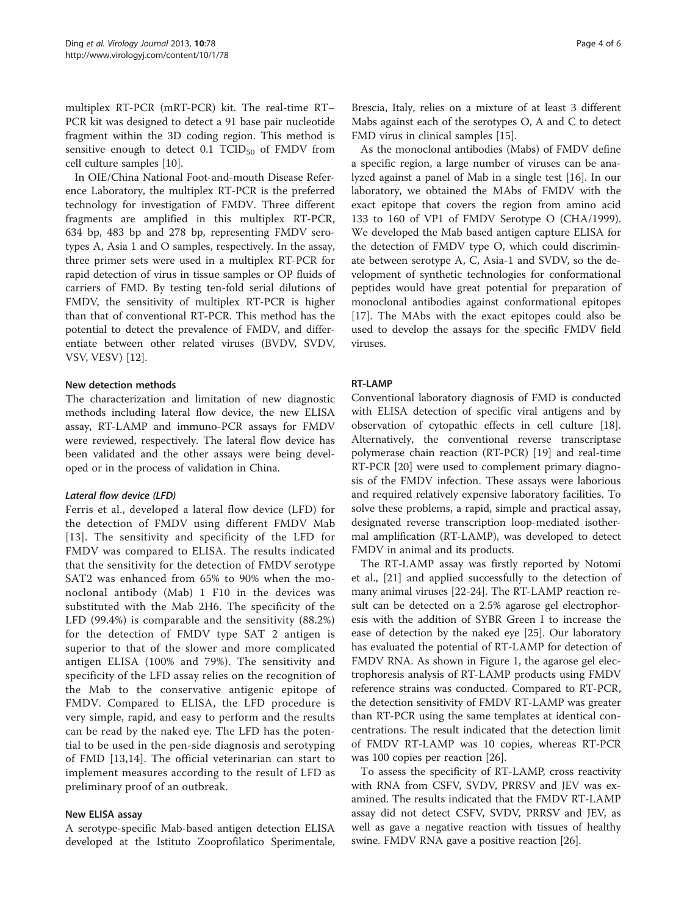multiplex RT-PCR (mRT-PCR) kit. The real-time RT–PCR kit was designed to detect a 91 base pair nucleotide fragment within the 3D coding region. This method is sensitive enough to detect 0.1 $TCID_{50}$ of FMDV from cell culture samples [10].

In OIE/China National Foot-and-mouth Disease Reference Laboratory, the multiplex RT-PCR is the preferred technology for investigation of FMDV. Three different fragments are amplified in this multiplex RT-PCR, 634 bp, 483 bp and 278 bp, representing FMDV serotypes A, Asia 1 and O samples, respectively. In the assay, three primer sets were used in a multiplex RT-PCR for rapid detection of virus in tissue samples or OP fluids of carriers of FMD. By testing ten-fold serial dilutions of FMDV, the sensitivity of multiplex RT-PCR is higher than that of conventional RT-PCR. This method has the potential to detect the prevalence of FMDV, and differentiate between other related viruses (BVDV, SVDV, VSV, VESV) [12].

## New detection methods

The characterization and limitation of new diagnostic methods including lateral flow device, the new ELISA assay, RT-LAMP and immuno-PCR assays for FMDV were reviewed, respectively. The lateral flow device has been validated and the other assays were being developed or in the process of validation in China.

### *Lateral flow device (LFD)*

Ferris et al., developed a lateral flow device (LFD) for the detection of FMDV using different FMDV Mab [13]. The sensitivity and specificity of the LFD for FMDV was compared to ELISA. The results indicated that the sensitivity for the detection of FMDV serotype SAT2 was enhanced from 65% to 90% when the monoclonal antibody (Mab) 1 F10 in the devices was substituted with the Mab 2H6. The specificity of the LFD (99.4%) is comparable and the sensitivity (88.2%) for the detection of FMDV type SAT 2 antigen is superior to that of the slower and more complicated antigen ELISA (100% and 79%). The sensitivity and specificity of the LFD assay relies on the recognition of the Mab to the conservative antigenic epitope of FMDV. Compared to ELISA, the LFD procedure is very simple, rapid, and easy to perform and the results can be read by the naked eye. The LFD has the potential to be used in the pen-side diagnosis and serotyping of FMD [13,14]. The official veterinarian can start to implement measures according to the result of LFD as preliminary proof of an outbreak.

## New ELISA assay

A serotype-specific Mab-based antigen detection ELISA developed at the Istituto Zooprofilatico Sperimentale, Brescia, Italy, relies on a mixture of at least 3 different Mabs against each of the serotypes O, A and C to detect FMD virus in clinical samples [15].

As the monoclonal antibodies (Mabs) of FMDV define a specific region, a large number of viruses can be analyzed against a panel of Mab in a single test [16]. In our laboratory, we obtained the MAbs of FMDV with the exact epitope that covers the region from amino acid 133 to 160 of VP1 of FMDV Serotype O (CHA/1999). We developed the Mab based antigen capture ELISA for the detection of FMDV type O, which could discriminate between serotype A, C, Asia-1 and SVDV, so the development of synthetic technologies for conformational peptides would have great potential for preparation of monoclonal antibodies against conformational epitopes [17]. The MAbs with the exact epitopes could also be used to develop the assays for the specific FMDV field viruses.

## RT-LAMP

Conventional laboratory diagnosis of FMD is conducted with ELISA detection of specific viral antigens and by observation of cytopathic effects in cell culture [18]. Alternatively, the conventional reverse transcriptase polymerase chain reaction (RT-PCR) [19] and real-time RT-PCR [20] were used to complement primary diagnosis of the FMDV infection. These assays were laborious and required relatively expensive laboratory facilities. To solve these problems, a rapid, simple and practical assay, designated reverse transcription loop-mediated isothermal amplification (RT-LAMP), was developed to detect FMDV in animal and its products.

The RT-LAMP assay was firstly reported by Notomi et al., [21] and applied successfully to the detection of many animal viruses [22-24]. The RT-LAMP reaction result can be detected on a 2.5% agarose gel electrophoresis with the addition of SYBR Green I to increase the ease of detection by the naked eye [25]. Our laboratory has evaluated the potential of RT-LAMP for detection of FMDV RNA. As shown in Figure 1, the agarose gel electrophoresis analysis of RT-LAMP products using FMDV reference strains was conducted. Compared to RT-PCR, the detection sensitivity of FMDV RT-LAMP was greater than RT-PCR using the same templates at identical concentrations. The result indicated that the detection limit of FMDV RT-LAMP was 10 copies, whereas RT-PCR was 100 copies per reaction [26].

To assess the specificity of RT-LAMP, cross reactivity with RNA from CSFV, SVDV, PRRSV and JEV was examined. The results indicated that the FMDV RT-LAMP assay did not detect CSFV, SVDV, PRRSV and JEV, as well as gave a negative reaction with tissues of healthy swine. FMDV RNA gave a positive reaction [26].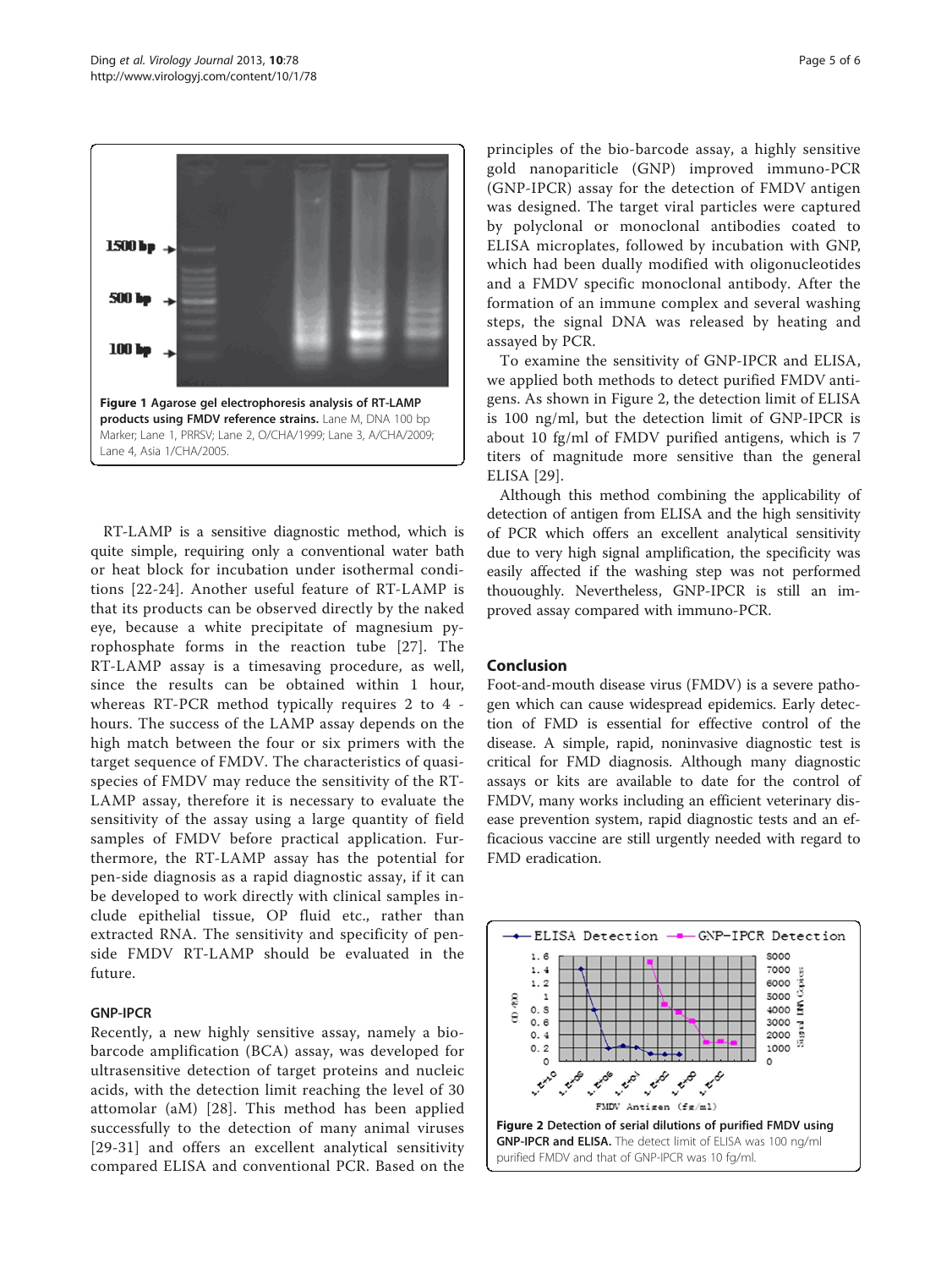**Figure 1 Agarose gel electrophoresis analysis of RT-LAMP products using FMDV reference strains.** Lane M, DNA 100 bp Marker; Lane 1, PRRSV; Lane 2, O/CHA/1999; Lane 3, A/CHA/2009; Lane 4, Asia 1/CHA/2005.

RT-LAMP is a sensitive diagnostic method, which is quite simple, requiring only a conventional water bath or heat block for incubation under isothermal conditions [22-24]. Another useful feature of RT-LAMP is that its products can be observed directly by the naked eye, because a white precipitate of magnesium pyrophosphate forms in the reaction tube [27]. The RT-LAMP assay is a timesaving procedure, as well, since the results can be obtained within 1 hour, whereas RT-PCR method typically requires 2 to 4 -hours. The success of the LAMP assay depends on the high match between the four or six primers with the target sequence of FMDV. The characteristics of quasi-species of FMDV may reduce the sensitivity of the RT-LAMP assay, therefore it is necessary to evaluate the sensitivity of the assay using a large quantity of field samples of FMDV before practical application. Furthermore, the RT-LAMP assay has the potential for pen-side diagnosis as a rapid diagnostic assay, if it can be developed to work directly with clinical samples include epithelial tissue, OP fluid etc., rather than extracted RNA. The sensitivity and specificity of pen-side FMDV RT-LAMP should be evaluated in the future.

### GNP-IPCR

Recently, a new highly sensitive assay, namely a bio-barcode amplification (BCA) assay, was developed for ultrasensitive detection of target proteins and nucleic acids, with the detection limit reaching the level of 30 attomolar (aM) [28]. This method has been applied successfully to the detection of many animal viruses [29-31] and offers an excellent analytical sensitivity compared ELISA and conventional PCR. Based on the principles of the bio-barcode assay, a highly sensitive gold nanopariticle (GNP) improved immuno-PCR (GNP-IPCR) assay for the detection of FMDV antigen was designed. The target viral particles were captured by polyclonal or monoclonal antibodies coated to ELISA microplates, followed by incubation with GNP, which had been dually modified with oligonucleotides and a FMDV specific monoclonal antibody. After the formation of an immune complex and several washing steps, the signal DNA was released by heating and assayed by PCR.

To examine the sensitivity of GNP-IPCR and ELISA, we applied both methods to detect purified FMDV antigens. As shown in Figure 2, the detection limit of ELISA is 100 ng/ml, but the detection limit of GNP-IPCR is about 10 fg/ml of FMDV purified antigens, which is 7 titers of magnitude more sensitive than the general ELISA [29].

Although this method combining the applicability of detection of antigen from ELISA and the high sensitivity of PCR which offers an excellent analytical sensitivity due to very high signal amplification, the specificity was easily affected if the washing step was not performed thououghly. Nevertheless, GNP-IPCR is still an improved assay compared with immuno-PCR.

## Conclusion

Foot-and-mouth disease virus (FMDV) is a severe pathogen which can cause widespread epidemics. Early detection of FMD is essential for effective control of the disease. A simple, rapid, noninvasive diagnostic test is critical for FMD diagnosis. Although many diagnostic assays or kits are available to date for the control of FMDV, many works including an efficient veterinary disease prevention system, rapid diagnostic tests and an efficacious vaccine are still urgently needed with regard to FMD eradication.

**Figure 2 Detection of serial dilutions of purified FMDV using GNP-IPCR and ELISA.** The detect limit of ELISA was 100 ng/ml purified FMDV and that of GNP-IPCR was 10 fg/ml.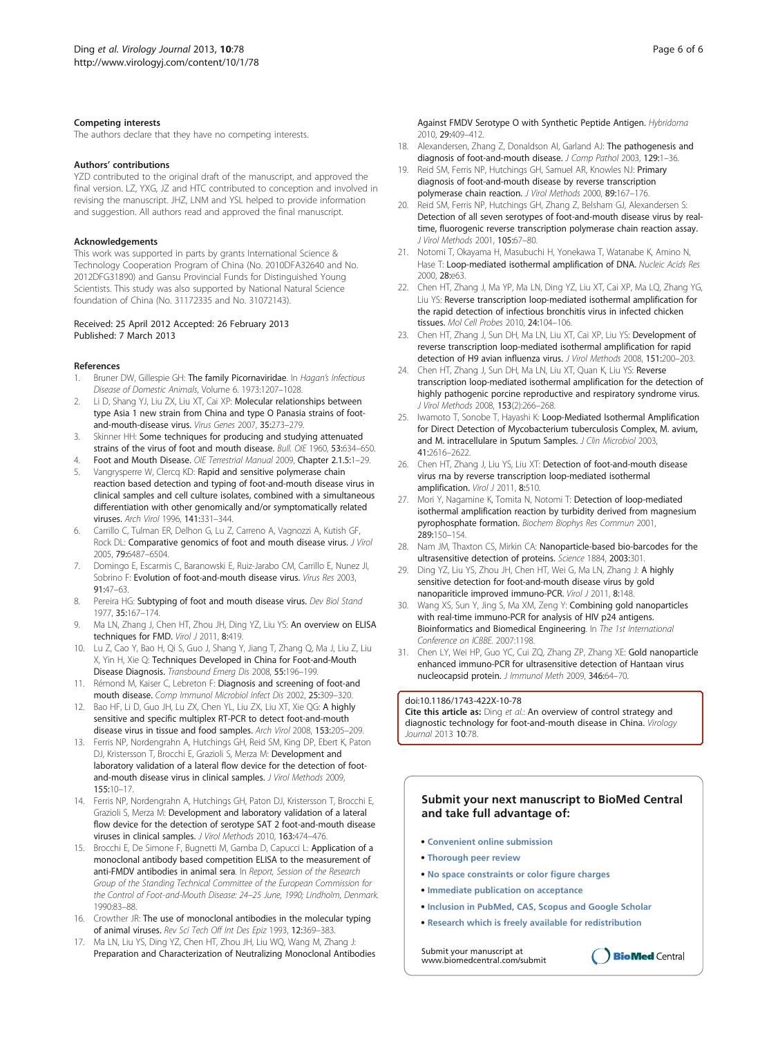### Competing interests

The authors declare that they have no competing interests.

### Authors' contributions

YZD contributed to the original draft of the manuscript, and approved the final version. LZ, YXG, JZ and HTC contributed to conception and involved in revising the manuscript. JHZ, LNM and YSL helped to provide information and suggestion. All authors read and approved the final manuscript.

### Acknowledgements

This work was supported in parts by grants International Science & Technology Cooperation Program of China (No. 2010DFA32640 and No. 2012DFG31890) and Gansu Provincial Funds for Distinguished Young Scientists. This study was also supported by National Natural Science foundation of China (No. 31172335 and No. 31072143).

Received: 25 April 2012 Accepted: 26 February 2013
Published: 7 March 2013

### References

1. Bruner DW, Gillespie GH: **The family Picornaviridae.** In *Hagan's Infectious Disease of Domestic Animals*, Volume 6. 1973:1207–1028.
2. Li D, Shang YJ, Liu ZX, Liu XT, Cai XP: **Molecular relationships between type Asia 1 new strain from China and type O Panasia strains of foot-and-mouth-disease virus.** *Virus Genes* 2007, **35**:273–279.
3. Skinner HH: **Some techniques for producing and studying attenuated strains of the virus of foot and mouth disease.** *Bull. OIE* 1960, **53**:634–650.
4. **Foot and Mouth Disease.** *OIE Terrestrial Manual* 2009, Chapter 2.1.5:1–29.
5. Vangrysperre W, Clercq KD: **Rapid and sensitive polymerase chain reaction based detection and typing of foot-and-mouth disease virus in clinical samples and cell culture isolates, combined with a simultaneous differentiation with other genomically and/or symptomatically related viruses.** *Arch Virol* 1996, **141**:331–344.
6. Carrillo C, Tulman ER, Delhon G, Lu Z, Carreno A, Vagnozzi A, Kutish GF, Rock DL: **Comparative genomics of foot and mouth disease virus.** *J Virol* 2005, **79**:6487–6504.
7. Domingo E, Escarmis C, Baranowski E, Ruiz-Jarabo CM, Carrillo E, Nunez JI, Sobrino F: **Evolution of foot-and-mouth disease virus.** *Virus Res* 2003, **91**:47–63.
8. Pereira HG: **Subtyping of foot and mouth disease virus.** *Dev Biol Stand* 1977, **35**:167–174.
9. Ma LN, Zhang J, Chen HT, Zhou JH, Ding YZ, Liu YS: **An overview on ELISA techniques for FMD.** *Virol J* 2011, **8**:419.
10. Lu Z, Cao Y, Bao H, Qi S, Guo J, Shang Y, Jiang T, Zhang Q, Ma J, Liu Z, Liu X, Yin H, Xie Q: **Techniques Developed in China for Foot-and-Mouth Disease Diagnosis.** *Transbound Emerg Dis* 2008, **55**:196–199.
11. Rémond M, Kaiser C, Lebreton F: **Diagnosis and screening of foot-and mouth disease.** *Comp Immunol Microbiol Infect Dis* 2002, **25**:309–320.
12. Bao HF, Li D, Guo JH, Lu ZX, Chen YL, Liu ZX, Liu XT, Xie QG: **A highly sensitive and specific multiplex RT-PCR to detect foot-and-mouth disease virus in tissue and food samples.** *Arch Virol* 2008, **153**:205–209.
13. Ferris NP, Nordengrahn A, Hutchings GH, Reid SM, King DP, Ebert K, Paton DJ, Kristersson T, Brocchi E, Grazioli S, Merza M: **Development and laboratory validation of a lateral flow device for the detection of foot-and-mouth disease virus in clinical samples.** *J Virol Methods* 2009, **155**:10–17.
14. Ferris NP, Nordengrahn A, Hutchings GH, Paton DJ, Kristersson T, Brocchi E, Grazioli S, Merza M: **Development and laboratory validation of a lateral flow device for the detection of serotype SAT 2 foot-and-mouth disease viruses in clinical samples.** *J Virol Methods* 2010, **163**:474–476.
15. Brocchi E, De Simone F, Bugnetti M, Gamba D, Capucci L: **Application of a monoclonal antibody based competition ELISA to the measurement of anti-FMDV antibodies in animal sera.** In *Report, Session of the Research Group of the Standing Technical Committee of the European Commission for the Control of Foot-and-Mouth Disease: 24–25 June, 1990; Lindholm, Denmark.* 1990:83–88.
16. Crowther JR: **The use of monoclonal antibodies in the molecular typing of animal viruses.** *Rev Sci Tech Off Int Des Epiz* 1993, **12**:369–383.
17. Ma LN, Liu YS, Ding YZ, Chen HT, Zhou JH, Liu WQ, Wang M, Zhang J: **Preparation and Characterization of Neutralizing Monoclonal Antibodies Against FMDV Serotype O with Synthetic Peptide Antigen.** *Hybridoma* 2010, **29**:409–412.
18. Alexandersen, Zhang Z, Donaldson AI, Garland AJ: **The pathogenesis and diagnosis of foot-and-mouth disease.** *J Comp Pathol* 2003, **129**:1–36.
19. Reid SM, Ferris NP, Hutchings GH, Samuel AR, Knowles NJ: **Primary diagnosis of foot-and-mouth disease by reverse transcription polymerase chain reaction.** *J Virol Methods* 2000, **89**:167–176.
20. Reid SM, Ferris NP, Hutchings GH, Zhang Z, Belsham GJ, Alexandersen S: **Detection of all seven serotypes of foot-and-mouth disease virus by real-time, fluorogenic reverse transcription polymerase chain reaction assay.** *J Virol Methods* 2001, **105**:67–80.
21. Notomi T, Okayama H, Masubuchi H, Yonekawa T, Watanabe K, Amino N, Hase T: **Loop-mediated isothermal amplification of DNA.** *Nucleic Acids Res* 2000, **28**:e63.
22. Chen HT, Zhang J, Ma YP, Ma LN, Ding YZ, Liu XT, Cai XP, Ma LQ, Zhang YG, Liu YS: **Reverse transcription loop-mediated isothermal amplification for the rapid detection of infectious bronchitis virus in infected chicken tissues.** *Mol Cell Probes* 2010, **24**:104–106.
23. Chen HT, Zhang J, Sun DH, Ma LN, Liu XT, Cai XP, Liu YS: **Development of reverse transcription loop-mediated isothermal amplification for rapid detection of H9 avian influenza virus.** *J Virol Methods* 2008, **151**:200–203.
24. Chen HT, Zhang J, Sun DH, Ma LN, Liu XT, Quan K, Liu YS: **Reverse transcription loop-mediated isothermal amplification for the detection of highly pathogenic porcine reproductive and respiratory syndrome virus.** *J Virol Methods* 2008, **153**(2):266–268.
25. Iwamoto T, Sonobe T, Hayashi K: **Loop-Mediated Isothermal Amplification for Direct Detection of Mycobacterium tuberculosis Complex, M. avium, and M. intracellulare in Sputum Samples.** *J Clin Microbiol* 2003, **41**:2616–2622.
26. Chen HT, Zhang J, Liu YS, Liu XT: **Detection of foot-and-mouth disease virus rna by reverse transcription loop-mediated isothermal amplification.** *Virol J* 2011, **8**:510.
27. Mori Y, Nagamine K, Tomita N, Notomi T: **Detection of loop-mediated isothermal amplification reaction by turbidity derived from magnesium pyrophosphate formation.** *Biochem Biophys Res Commun* 2001, **289**:150–154.
28. Nam JM, Thaxton CS, Mirkin CA: **Nanoparticle-based bio-barcodes for the ultrasensitive detection of proteins.** *Science* 1884, **2003**:301.
29. Ding YZ, Liu YS, Zhou JH, Chen HT, Wei G, Ma LN, Zhang J: **A highly sensitive detection for foot-and-mouth disease virus by gold nanopariticle improved immuno-PCR.** *Virol J* 2011, **8**:148.
30. Wang XS, Sun Y, Jing S, Ma XM, Zeng Y: **Combining gold nanoparticles with real-time immuno-PCR for analysis of HIV p24 antigens. Bioinformatics and Biomedical Engineering.** In *The 1st International Conference on ICBBE.* 2007:1198.
31. Chen LY, Wei HP, Guo YC, Cui ZQ, Zhang ZP, Zhang XE: **Gold nanoparticle enhanced immuno-PCR for ultrasensitive detection of Hantaan virus nucleocapsid protein.** *J Immunol Meth* 2009, **346**:64–70.

doi:10.1186/1743-422X-10-78
**Cite this article as:** Ding *et al.*: An overview of control strategy and diagnostic technology for foot-and-mouth disease in China. *Virology Journal* 2013 **10**:78.

**Submit your next manuscript to BioMed Central and take full advantage of:**

- **Convenient online submission**
- **Thorough peer review**
- **No space constraints or color figure charges**
- **Immediate publication on acceptance**
- **Inclusion in PubMed, CAS, Scopus and Google Scholar**
- **Research which is freely available for redistribution**

Submit your manuscript at
www.biomedcentral.com/submit

BioMed Central